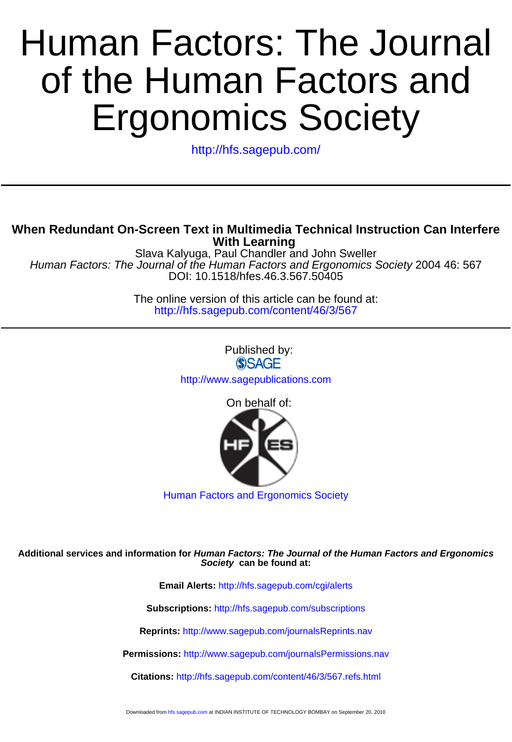# Human Factors: The Journal of the Human Factors and Ergonomics Society

http://hfs.sagepub.com/

---

**When Redundant On-Screen Text in Multimedia Technical Instruction Can Interfere With Learning**

Slava Kalyuga, Paul Chandler and John Sweller

*Human Factors: The Journal of the Human Factors and Ergonomics Society* 2004 46: 567

DOI: 10.1518/hfes.46.3.567.50405

The online version of this article can be found at:
http://hfs.sagepub.com/content/46/3/567

---

Published by:

SAGE

http://www.sagepublications.com

On behalf of:

Human Factors and Ergonomics Society

**Additional services and information for *Human Factors: The Journal of the Human Factors and Ergonomics Society* can be found at:**

**Email Alerts:** http://hfs.sagepub.com/cgi/alerts

**Subscriptions:** http://hfs.sagepub.com/subscriptions

**Reprints:** http://www.sagepub.com/journalsReprints.nav

**Permissions:** http://www.sagepub.com/journalsPermissions.nav

**Citations:** http://hfs.sagepub.com/content/46/3/567.refs.html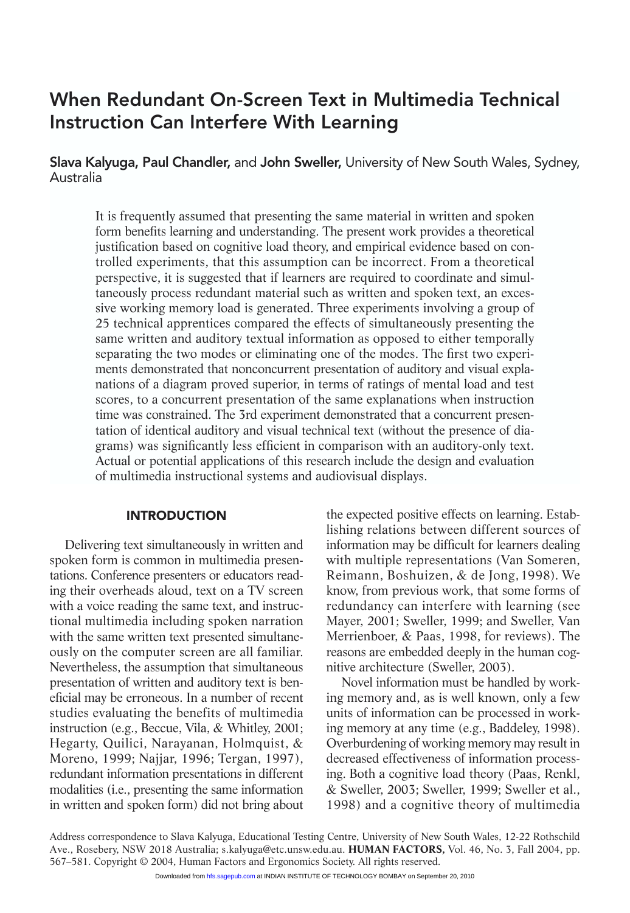# When Redundant On-Screen Text in Multimedia Technical Instruction Can Interfere With Learning

**Slava Kalyuga, Paul Chandler,** and **John Sweller,** University of New South Wales, Sydney, Australia

It is frequently assumed that presenting the same material in written and spoken form benefits learning and understanding. The present work provides a theoretical justification based on cognitive load theory, and empirical evidence based on controlled experiments, that this assumption can be incorrect. From a theoretical perspective, it is suggested that if learners are required to coordinate and simultaneously process redundant material such as written and spoken text, an excessive working memory load is generated. Three experiments involving a group of 25 technical apprentices compared the effects of simultaneously presenting the same written and auditory textual information as opposed to either temporally separating the two modes or eliminating one of the modes. The first two experiments demonstrated that nonconcurrent presentation of auditory and visual explanations of a diagram proved superior, in terms of ratings of mental load and test scores, to a concurrent presentation of the same explanations when instruction time was constrained. The 3rd experiment demonstrated that a concurrent presentation of identical auditory and visual technical text (without the presence of diagrams) was significantly less efficient in comparison with an auditory-only text. Actual or potential applications of this research include the design and evaluation of multimedia instructional systems and audiovisual displays.

## INTRODUCTION

Delivering text simultaneously in written and spoken form is common in multimedia presentations. Conference presenters or educators reading their overheads aloud, text on a TV screen with a voice reading the same text, and instructional multimedia including spoken narration with the same written text presented simultaneously on the computer screen are all familiar. Nevertheless, the assumption that simultaneous presentation of written and auditory text is beneficial may be erroneous. In a number of recent studies evaluating the benefits of multimedia instruction (e.g., Beccue, Vila, & Whitley, 2001; Hegarty, Quilici, Narayanan, Holmquist, & Moreno, 1999; Najjar, 1996; Tergan, 1997), redundant information presentations in different modalities (i.e., presenting the same information in written and spoken form) did not bring about the expected positive effects on learning. Establishing relations between different sources of information may be difficult for learners dealing with multiple representations (Van Someren, Reimann, Boshuizen, & de Jong, 1998). We know, from previous work, that some forms of redundancy can interfere with learning (see Mayer, 2001; Sweller, 1999; and Sweller, Van Merrienboer, & Paas, 1998, for reviews). The reasons are embedded deeply in the human cognitive architecture (Sweller, 2003).

Novel information must be handled by working memory and, as is well known, only a few units of information can be processed in working memory at any time (e.g., Baddeley, 1998). Overburdening of working memory may result in decreased effectiveness of information processing. Both a cognitive load theory (Paas, Renkl, & Sweller, 2003; Sweller, 1999; Sweller et al., 1998) and a cognitive theory of multimedia

Address correspondence to Slava Kalyuga, Educational Testing Centre, University of New South Wales, 12-22 Rothschild Ave., Rosebery, NSW 2018 Australia; s.kalyuga@etc.unsw.edu.au. **HUMAN FACTORS,** Vol. 46, No. 3, Fall 2004, pp. 567–581. Copyright © 2004, Human Factors and Ergonomics Society. All rights reserved.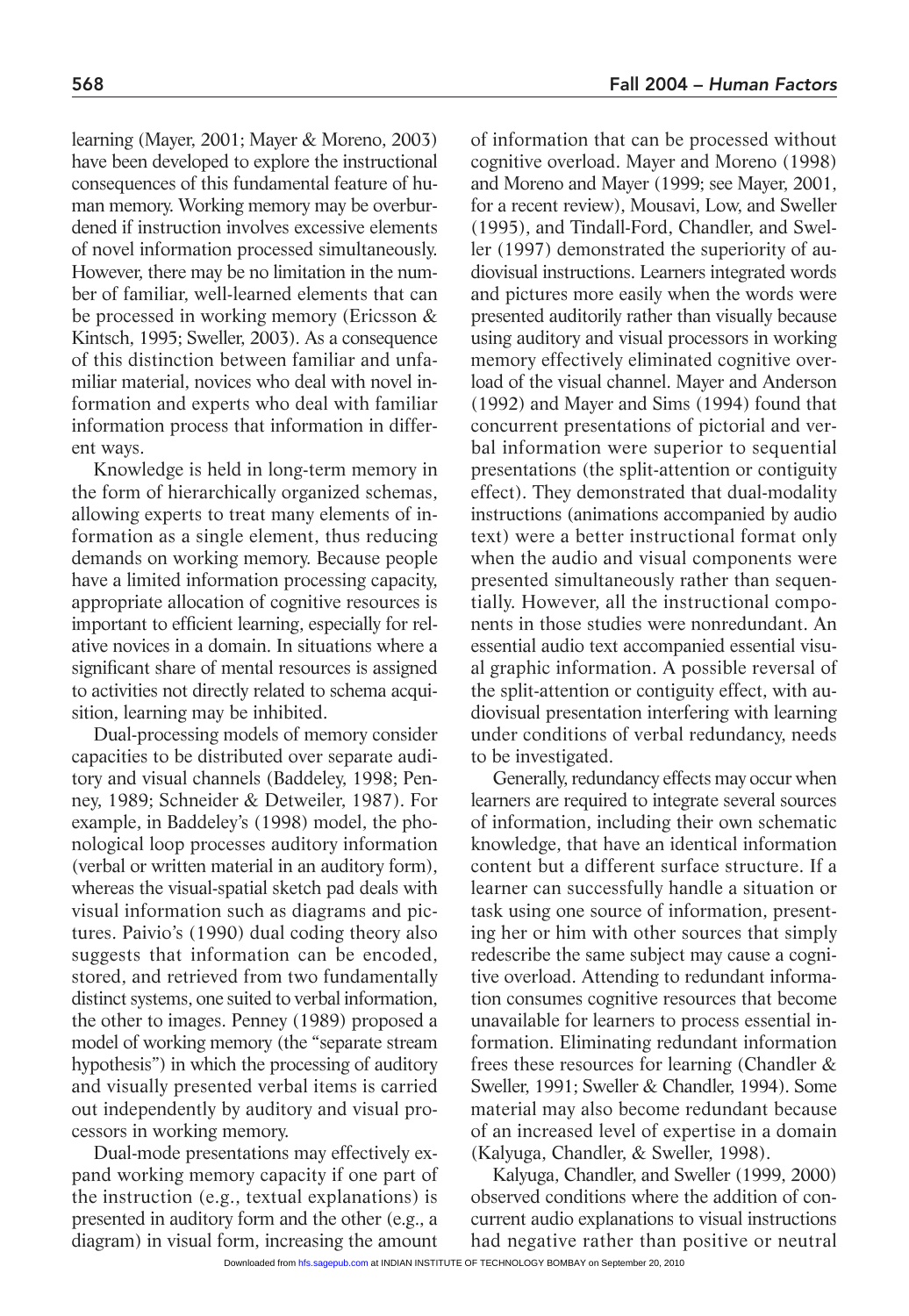learning (Mayer, 2001; Mayer & Moreno, 2003) have been developed to explore the instructional consequences of this fundamental feature of human memory. Working memory may be overburdened if instruction involves excessive elements of novel information processed simultaneously. However, there may be no limitation in the number of familiar, well-learned elements that can be processed in working memory (Ericsson & Kintsch, 1995; Sweller, 2003). As a consequence of this distinction between familiar and unfamiliar material, novices who deal with novel information and experts who deal with familiar information process that information in different ways.

Knowledge is held in long-term memory in the form of hierarchically organized schemas, allowing experts to treat many elements of information as a single element, thus reducing demands on working memory. Because people have a limited information processing capacity, appropriate allocation of cognitive resources is important to efficient learning, especially for relative novices in a domain. In situations where a significant share of mental resources is assigned to activities not directly related to schema acquisition, learning may be inhibited.

Dual-processing models of memory consider capacities to be distributed over separate auditory and visual channels (Baddeley, 1998; Penney, 1989; Schneider & Detweiler, 1987). For example, in Baddeley's (1998) model, the phonological loop processes auditory information (verbal or written material in an auditory form), whereas the visual-spatial sketch pad deals with visual information such as diagrams and pictures. Paivio's (1990) dual coding theory also suggests that information can be encoded, stored, and retrieved from two fundamentally distinct systems, one suited to verbal information, the other to images. Penney (1989) proposed a model of working memory (the "separate stream hypothesis") in which the processing of auditory and visually presented verbal items is carried out independently by auditory and visual processors in working memory.

Dual-mode presentations may effectively expand working memory capacity if one part of the instruction (e.g., textual explanations) is presented in auditory form and the other (e.g., a diagram) in visual form, increasing the amount of information that can be processed without cognitive overload. Mayer and Moreno (1998) and Moreno and Mayer (1999; see Mayer, 2001, for a recent review), Mousavi, Low, and Sweller (1995), and Tindall-Ford, Chandler, and Sweller (1997) demonstrated the superiority of audiovisual instructions. Learners integrated words and pictures more easily when the words were presented auditorily rather than visually because using auditory and visual processors in working memory effectively eliminated cognitive overload of the visual channel. Mayer and Anderson (1992) and Mayer and Sims (1994) found that concurrent presentations of pictorial and verbal information were superior to sequential presentations (the split-attention or contiguity effect). They demonstrated that dual-modality instructions (animations accompanied by audio text) were a better instructional format only when the audio and visual components were presented simultaneously rather than sequentially. However, all the instructional components in those studies were nonredundant. An essential audio text accompanied essential visual graphic information. A possible reversal of the split-attention or contiguity effect, with audiovisual presentation interfering with learning under conditions of verbal redundancy, needs to be investigated.

Generally, redundancy effects may occur when learners are required to integrate several sources of information, including their own schematic knowledge, that have an identical information content but a different surface structure. If a learner can successfully handle a situation or task using one source of information, presenting her or him with other sources that simply redescribe the same subject may cause a cognitive overload. Attending to redundant information consumes cognitive resources that become unavailable for learners to process essential information. Eliminating redundant information frees these resources for learning (Chandler & Sweller, 1991; Sweller & Chandler, 1994). Some material may also become redundant because of an increased level of expertise in a domain (Kalyuga, Chandler, & Sweller, 1998).

Kalyuga, Chandler, and Sweller (1999, 2000) observed conditions where the addition of concurrent audio explanations to visual instructions had negative rather than positive or neutral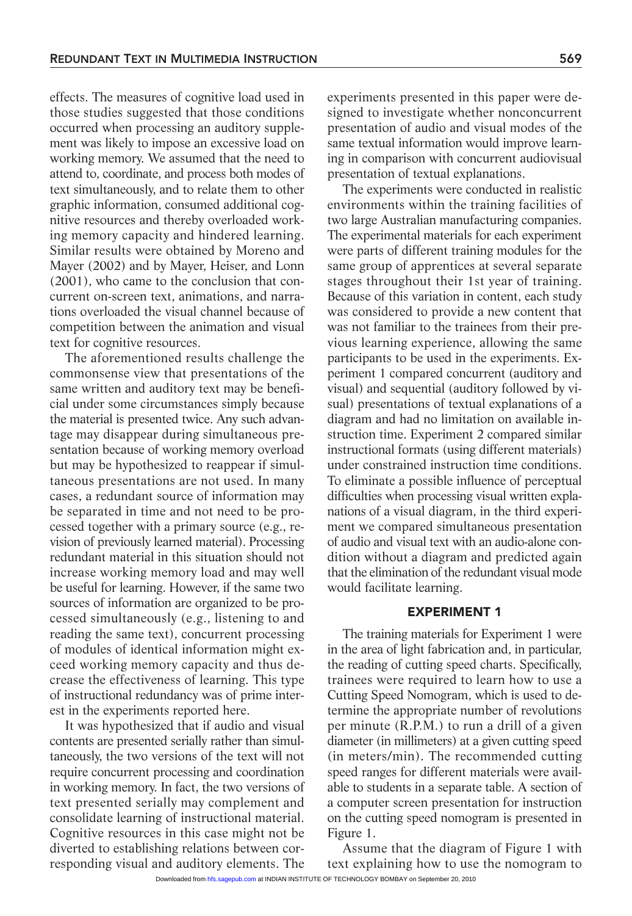effects. The measures of cognitive load used in those studies suggested that those conditions occurred when processing an auditory supplement was likely to impose an excessive load on working memory. We assumed that the need to attend to, coordinate, and process both modes of text simultaneously, and to relate them to other graphic information, consumed additional cognitive resources and thereby overloaded working memory capacity and hindered learning. Similar results were obtained by Moreno and Mayer (2002) and by Mayer, Heiser, and Lonn (2001), who came to the conclusion that concurrent on-screen text, animations, and narrations overloaded the visual channel because of competition between the animation and visual text for cognitive resources.

The aforementioned results challenge the commonsense view that presentations of the same written and auditory text may be beneficial under some circumstances simply because the material is presented twice. Any such advantage may disappear during simultaneous presentation because of working memory overload but may be hypothesized to reappear if simultaneous presentations are not used. In many cases, a redundant source of information may be separated in time and not need to be processed together with a primary source (e.g., revision of previously learned material). Processing redundant material in this situation should not increase working memory load and may well be useful for learning. However, if the same two sources of information are organized to be processed simultaneously (e.g., listening to and reading the same text), concurrent processing of modules of identical information might exceed working memory capacity and thus decrease the effectiveness of learning. This type of instructional redundancy was of prime interest in the experiments reported here.

It was hypothesized that if audio and visual contents are presented serially rather than simultaneously, the two versions of the text will not require concurrent processing and coordination in working memory. In fact, the two versions of text presented serially may complement and consolidate learning of instructional material. Cognitive resources in this case might not be diverted to establishing relations between corresponding visual and auditory elements. The experiments presented in this paper were designed to investigate whether nonconcurrent presentation of audio and visual modes of the same textual information would improve learning in comparison with concurrent audiovisual presentation of textual explanations.

The experiments were conducted in realistic environments within the training facilities of two large Australian manufacturing companies. The experimental materials for each experiment were parts of different training modules for the same group of apprentices at several separate stages throughout their 1st year of training. Because of this variation in content, each study was considered to provide a new content that was not familiar to the trainees from their previous learning experience, allowing the same participants to be used in the experiments. Experiment 1 compared concurrent (auditory and visual) and sequential (auditory followed by visual) presentations of textual explanations of a diagram and had no limitation on available instruction time. Experiment 2 compared similar instructional formats (using different materials) under constrained instruction time conditions. To eliminate a possible influence of perceptual difficulties when processing visual written explanations of a visual diagram, in the third experiment we compared simultaneous presentation of audio and visual text with an audio-alone condition without a diagram and predicted again that the elimination of the redundant visual mode would facilitate learning.

## EXPERIMENT 1

The training materials for Experiment 1 were in the area of light fabrication and, in particular, the reading of cutting speed charts. Specifically, trainees were required to learn how to use a Cutting Speed Nomogram, which is used to determine the appropriate number of revolutions per minute (R.P.M.) to run a drill of a given diameter (in millimeters) at a given cutting speed (in meters/min). The recommended cutting speed ranges for different materials were available to students in a separate table. A section of a computer screen presentation for instruction on the cutting speed nomogram is presented in Figure 1.

Assume that the diagram of Figure 1 with text explaining how to use the nomogram to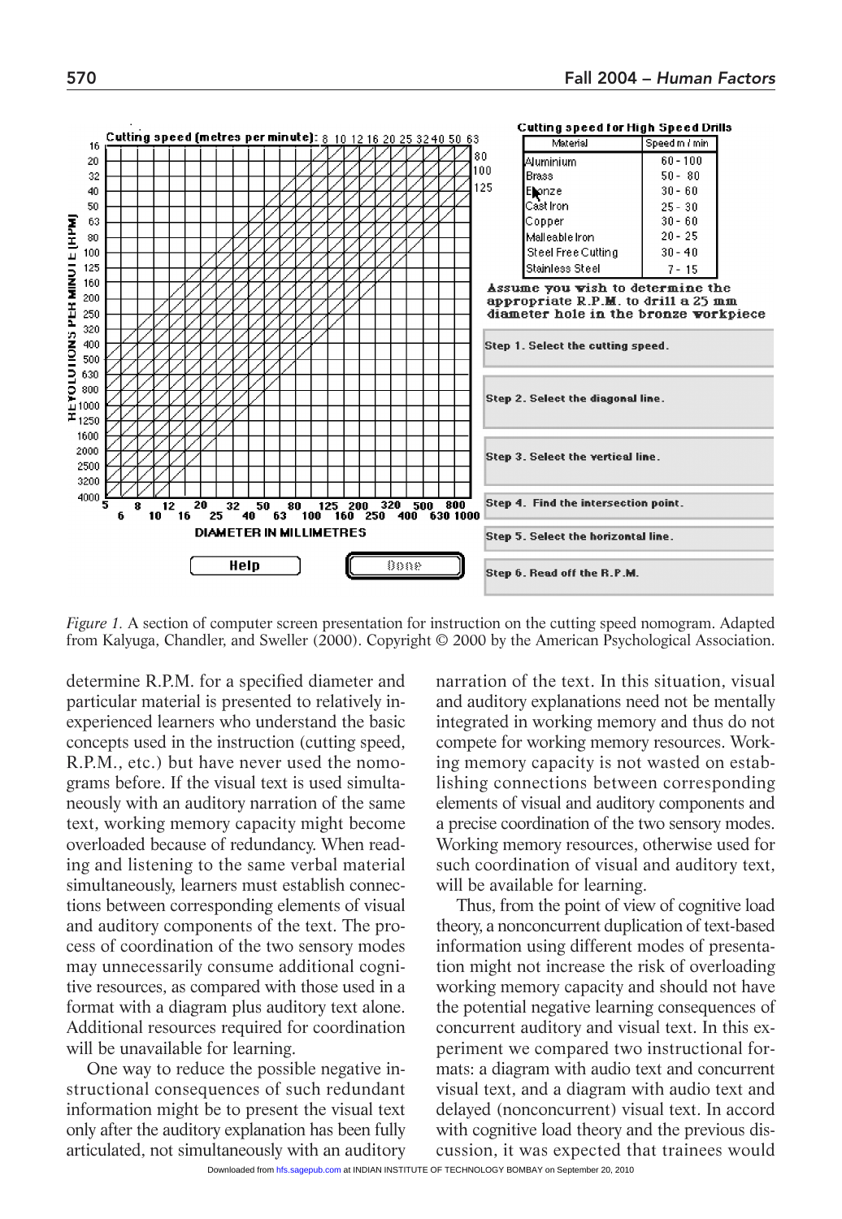Cutting speed for High Speed Drills

| Material | Speed m / min |
| --- | --- |
| Aluminium | 60 - 100 |
| Brass | 50 - 80 |
| Bronze | 30 - 60 |
| Cast Iron | 25 - 30 |
| Copper | 30 - 60 |
| Malleable Iron | 20 - 25 |
| Steel Free Cutting | 30 - 40 |
| Stainless Steel | 7 - 15 |

Assume you wish to determine the appropriate R.P.M. to drill a 25 mm diameter hole in the bronze workpiece

Step 1. Select the cutting speed.

Step 2. Select the diagonal line.

Step 3. Select the vertical line.

Step 4. Find the intersection point.

Step 5. Select the horizontal line.

Step 6. Read off the R.P.M.

*Figure 1.* A section of computer screen presentation for instruction on the cutting speed nomogram. Adapted from Kalyuga, Chandler, and Sweller (2000). Copyright © 2000 by the American Psychological Association.

determine R.P.M. for a specified diameter and particular material is presented to relatively inexperienced learners who understand the basic concepts used in the instruction (cutting speed, R.P.M., etc.) but have never used the nomograms before. If the visual text is used simultaneously with an auditory narration of the same text, working memory capacity might become overloaded because of redundancy. When reading and listening to the same verbal material simultaneously, learners must establish connections between corresponding elements of visual and auditory components of the text. The process of coordination of the two sensory modes may unnecessarily consume additional cognitive resources, as compared with those used in a format with a diagram plus auditory text alone. Additional resources required for coordination will be unavailable for learning.

One way to reduce the possible negative instructional consequences of such redundant information might be to present the visual text only after the auditory explanation has been fully articulated, not simultaneously with an auditory narration of the text. In this situation, visual and auditory explanations need not be mentally integrated in working memory and thus do not compete for working memory resources. Working memory capacity is not wasted on establishing connections between corresponding elements of visual and auditory components and a precise coordination of the two sensory modes. Working memory resources, otherwise used for such coordination of visual and auditory text, will be available for learning.

Thus, from the point of view of cognitive load theory, a nonconcurrent duplication of text-based information using different modes of presentation might not increase the risk of overloading working memory capacity and should not have the potential negative learning consequences of concurrent auditory and visual text. In this experiment we compared two instructional formats: a diagram with audio text and concurrent visual text, and a diagram with audio text and delayed (nonconcurrent) visual text. In accord with cognitive load theory and the previous discussion, it was expected that trainees would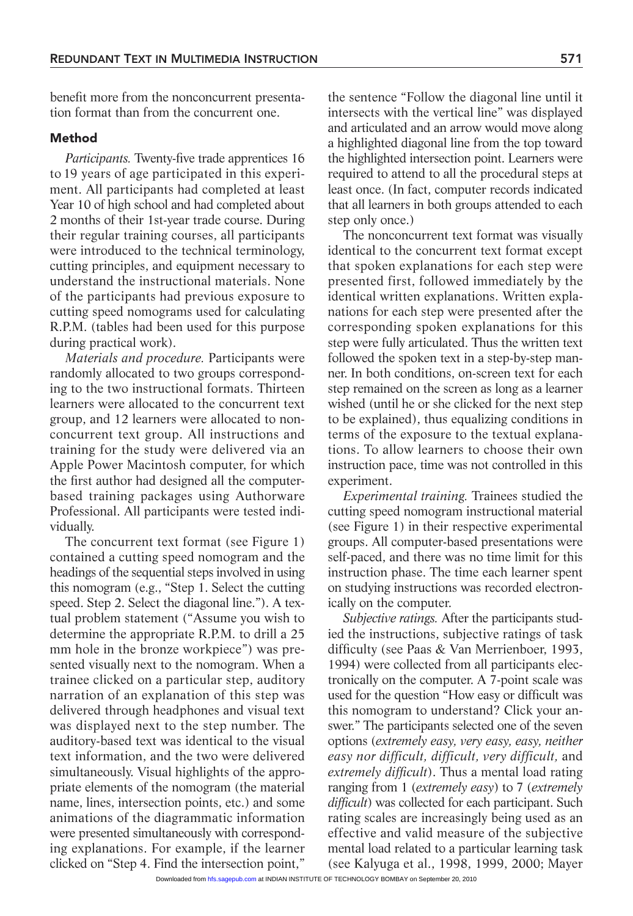benefit more from the nonconcurrent presentation format than from the concurrent one.

### Method

*Participants.* Twenty-five trade apprentices 16 to 19 years of age participated in this experiment. All participants had completed at least Year 10 of high school and had completed about 2 months of their 1st-year trade course. During their regular training courses, all participants were introduced to the technical terminology, cutting principles, and equipment necessary to understand the instructional materials. None of the participants had previous exposure to cutting speed nomograms used for calculating R.P.M. (tables had been used for this purpose during practical work).

*Materials and procedure.* Participants were randomly allocated to two groups corresponding to the two instructional formats. Thirteen learners were allocated to the concurrent text group, and 12 learners were allocated to nonconcurrent text group. All instructions and training for the study were delivered via an Apple Power Macintosh computer, for which the first author had designed all the computer-based training packages using Authorware Professional. All participants were tested individually.

The concurrent text format (see Figure 1) contained a cutting speed nomogram and the headings of the sequential steps involved in using this nomogram (e.g., "Step 1. Select the cutting speed. Step 2. Select the diagonal line."). A textual problem statement ("Assume you wish to determine the appropriate R.P.M. to drill a 25 mm hole in the bronze workpiece") was presented visually next to the nomogram. When a trainee clicked on a particular step, auditory narration of an explanation of this step was delivered through headphones and visual text was displayed next to the step number. The auditory-based text was identical to the visual text information, and the two were delivered simultaneously. Visual highlights of the appropriate elements of the nomogram (the material name, lines, intersection points, etc.) and some animations of the diagrammatic information were presented simultaneously with corresponding explanations. For example, if the learner clicked on "Step 4. Find the intersection point," the sentence "Follow the diagonal line until it intersects with the vertical line" was displayed and articulated and an arrow would move along a highlighted diagonal line from the top toward the highlighted intersection point. Learners were required to attend to all the procedural steps at least once. (In fact, computer records indicated that all learners in both groups attended to each step only once.)

The nonconcurrent text format was visually identical to the concurrent text format except that spoken explanations for each step were presented first, followed immediately by the identical written explanations. Written explanations for each step were presented after the corresponding spoken explanations for this step were fully articulated. Thus the written text followed the spoken text in a step-by-step manner. In both conditions, on-screen text for each step remained on the screen as long as a learner wished (until he or she clicked for the next step to be explained), thus equalizing conditions in terms of the exposure to the textual explanations. To allow learners to choose their own instruction pace, time was not controlled in this experiment.

*Experimental training.* Trainees studied the cutting speed nomogram instructional material (see Figure 1) in their respective experimental groups. All computer-based presentations were self-paced, and there was no time limit for this instruction phase. The time each learner spent on studying instructions was recorded electronically on the computer.

*Subjective ratings.* After the participants studied the instructions, subjective ratings of task difficulty (see Paas & Van Merrienboer, 1993, 1994) were collected from all participants electronically on the computer. A 7-point scale was used for the question "How easy or difficult was this nomogram to understand? Click your answer." The participants selected one of the seven options (*extremely easy, very easy, easy, neither easy nor difficult, difficult, very difficult,* and *extremely difficult*). Thus a mental load rating ranging from 1 (*extremely easy*) to 7 (*extremely difficult*) was collected for each participant. Such rating scales are increasingly being used as an effective and valid measure of the subjective mental load related to a particular learning task (see Kalyuga et al., 1998, 1999, 2000; Mayer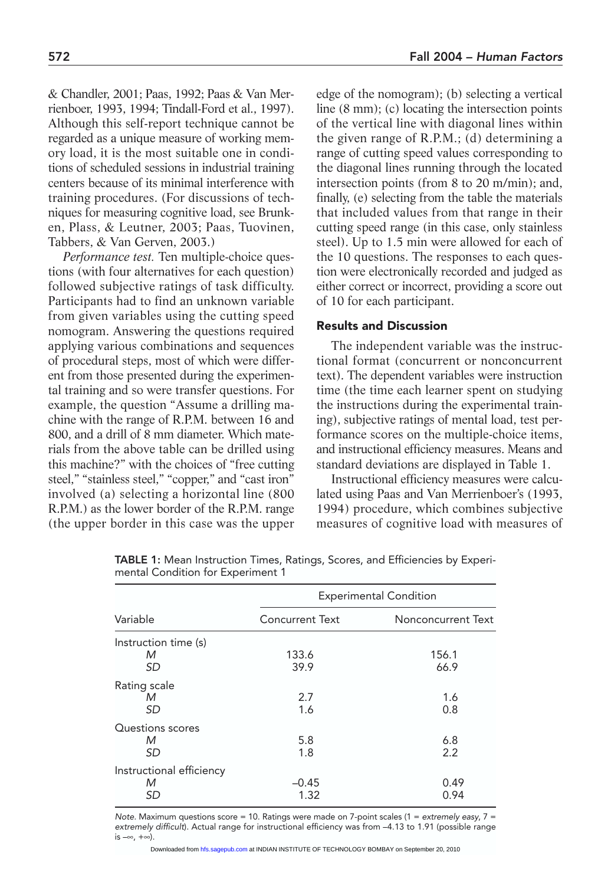& Chandler, 2001; Paas, 1992; Paas & Van Merrienboer, 1993, 1994; Tindall-Ford et al., 1997). Although this self-report technique cannot be regarded as a unique measure of working memory load, it is the most suitable one in conditions of scheduled sessions in industrial training centers because of its minimal interference with training procedures. (For discussions of techniques for measuring cognitive load, see Brunken, Plass, & Leutner, 2003; Paas, Tuovinen, Tabbers, & Van Gerven, 2003.)

*Performance test.* Ten multiple-choice questions (with four alternatives for each question) followed subjective ratings of task difficulty. Participants had to find an unknown variable from given variables using the cutting speed nomogram. Answering the questions required applying various combinations and sequences of procedural steps, most of which were different from those presented during the experimental training and so were transfer questions. For example, the question "Assume a drilling machine with the range of R.P.M. between 16 and 800, and a drill of 8 mm diameter. Which materials from the above table can be drilled using this machine?" with the choices of "free cutting steel," "stainless steel," "copper," and "cast iron" involved (a) selecting a horizontal line (800 R.P.M.) as the lower border of the R.P.M. range (the upper border in this case was the upper edge of the nomogram); (b) selecting a vertical line (8 mm); (c) locating the intersection points of the vertical line with diagonal lines within the given range of R.P.M.; (d) determining a range of cutting speed values corresponding to the diagonal lines running through the located intersection points (from 8 to 20 m/min); and, finally, (e) selecting from the table the materials that included values from that range in their cutting speed range (in this case, only stainless steel). Up to 1.5 min were allowed for each of the 10 questions. The responses to each question were electronically recorded and judged as either correct or incorrect, providing a score out of 10 for each participant.

### Results and Discussion

The independent variable was the instructional format (concurrent or nonconcurrent text). The dependent variables were instruction time (the time each learner spent on studying the instructions during the experimental training), subjective ratings of mental load, test performance scores on the multiple-choice items, and instructional efficiency measures. Means and standard deviations are displayed in Table 1.

Instructional efficiency measures were calculated using Paas and Van Merrienboer's (1993, 1994) procedure, which combines subjective measures of cognitive load with measures of

**TABLE 1:** Mean Instruction Times, Ratings, Scores, and Efficiencies by Experimental Condition for Experiment 1

| Variable | Experimental Condition | |
|---|---|---|
| | Concurrent Text | Nonconcurrent Text |
| Instruction time (s) | | |
| *M* | 133.6 | 156.1 |
| *SD* | 39.9 | 66.9 |
| Rating scale | | |
| *M* | 2.7 | 1.6 |
| *SD* | 1.6 | 0.8 |
| Questions scores | | |
| *M* | 5.8 | 6.8 |
| *SD* | 1.8 | 2.2 |
| Instructional efficiency | | |
| *M* | –0.45 | 0.49 |
| *SD* | 1.32 | 0.94 |

*Note.* Maximum questions score = 10. Ratings were made on 7-point scales (1 = *extremely easy*, 7 = *extremely difficult*). Actual range for instructional efficiency was from –4.13 to 1.91 (possible range is $-\infty$, $+\infty$).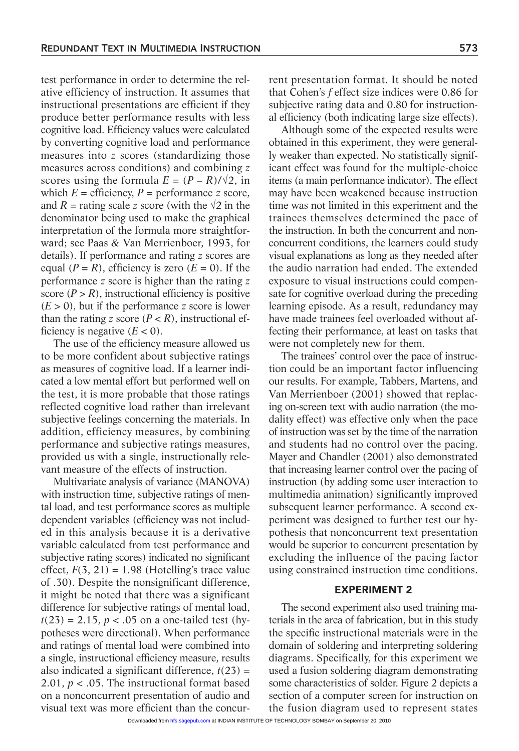test performance in order to determine the relative efficiency of instruction. It assumes that instructional presentations are efficient if they produce better performance results with less cognitive load. Efficiency values were calculated by converting cognitive load and performance measures into $z$ scores (standardizing those measures across conditions) and combining $z$ scores using the formula $E = (P - R)/\sqrt{2}$, in which $E$ = efficiency, $P$ = performance $z$ score, and $R$ = rating scale $z$ score (with the $\sqrt{2}$ in the denominator being used to make the graphical interpretation of the formula more straightforward; see Paas & Van Merrienboer, 1993, for details). If performance and rating $z$ scores are equal ($P = R$), efficiency is zero ($E = 0$). If the performance $z$ score is higher than the rating $z$ score ($P > R$), instructional efficiency is positive ($E > 0$), but if the performance $z$ score is lower than the rating $z$ score ($P < R$), instructional efficiency is negative ($E < 0$).

The use of the efficiency measure allowed us to be more confident about subjective ratings as measures of cognitive load. If a learner indicated a low mental effort but performed well on the test, it is more probable that those ratings reflected cognitive load rather than irrelevant subjective feelings concerning the materials. In addition, efficiency measures, by combining performance and subjective ratings measures, provided us with a single, instructionally relevant measure of the effects of instruction.

Multivariate analysis of variance (MANOVA) with instruction time, subjective ratings of mental load, and test performance scores as multiple dependent variables (efficiency was not included in this analysis because it is a derivative variable calculated from test performance and subjective rating scores) indicated no significant effect, $F(3, 21) = 1.98$ (Hotelling's trace value of .30). Despite the nonsignificant difference, it might be noted that there was a significant difference for subjective ratings of mental load, $t(23) = 2.15$, $p < .05$ on a one-tailed test (hypotheses were directional). When performance and ratings of mental load were combined into a single, instructional efficiency measure, results also indicated a significant difference, $t(23) = 2.01$, $p < .05$. The instructional format based on a nonconcurrent presentation of audio and visual text was more efficient than the concurrent presentation format. It should be noted that Cohen's $f$ effect size indices were 0.86 for subjective rating data and 0.80 for instructional efficiency (both indicating large size effects).

Although some of the expected results were obtained in this experiment, they were generally weaker than expected. No statistically significant effect was found for the multiple-choice items (a main performance indicator). The effect may have been weakened because instruction time was not limited in this experiment and the trainees themselves determined the pace of the instruction. In both the concurrent and nonconcurrent conditions, the learners could study visual explanations as long as they needed after the audio narration had ended. The extended exposure to visual instructions could compensate for cognitive overload during the preceding learning episode. As a result, redundancy may have made trainees feel overloaded without affecting their performance, at least on tasks that were not completely new for them.

The trainees' control over the pace of instruction could be an important factor influencing our results. For example, Tabbers, Martens, and Van Merrienboer (2001) showed that replacing on-screen text with audio narration (the modality effect) was effective only when the pace of instruction was set by the time of the narration and students had no control over the pacing. Mayer and Chandler (2001) also demonstrated that increasing learner control over the pacing of instruction (by adding some user interaction to multimedia animation) significantly improved subsequent learner performance. A second experiment was designed to further test our hypothesis that nonconcurrent text presentation would be superior to concurrent presentation by excluding the influence of the pacing factor using constrained instruction time conditions.

## EXPERIMENT 2

The second experiment also used training materials in the area of fabrication, but in this study the specific instructional materials were in the domain of soldering and interpreting soldering diagrams. Specifically, for this experiment we used a fusion soldering diagram demonstrating some characteristics of solder. Figure 2 depicts a section of a computer screen for instruction on the fusion diagram used to represent states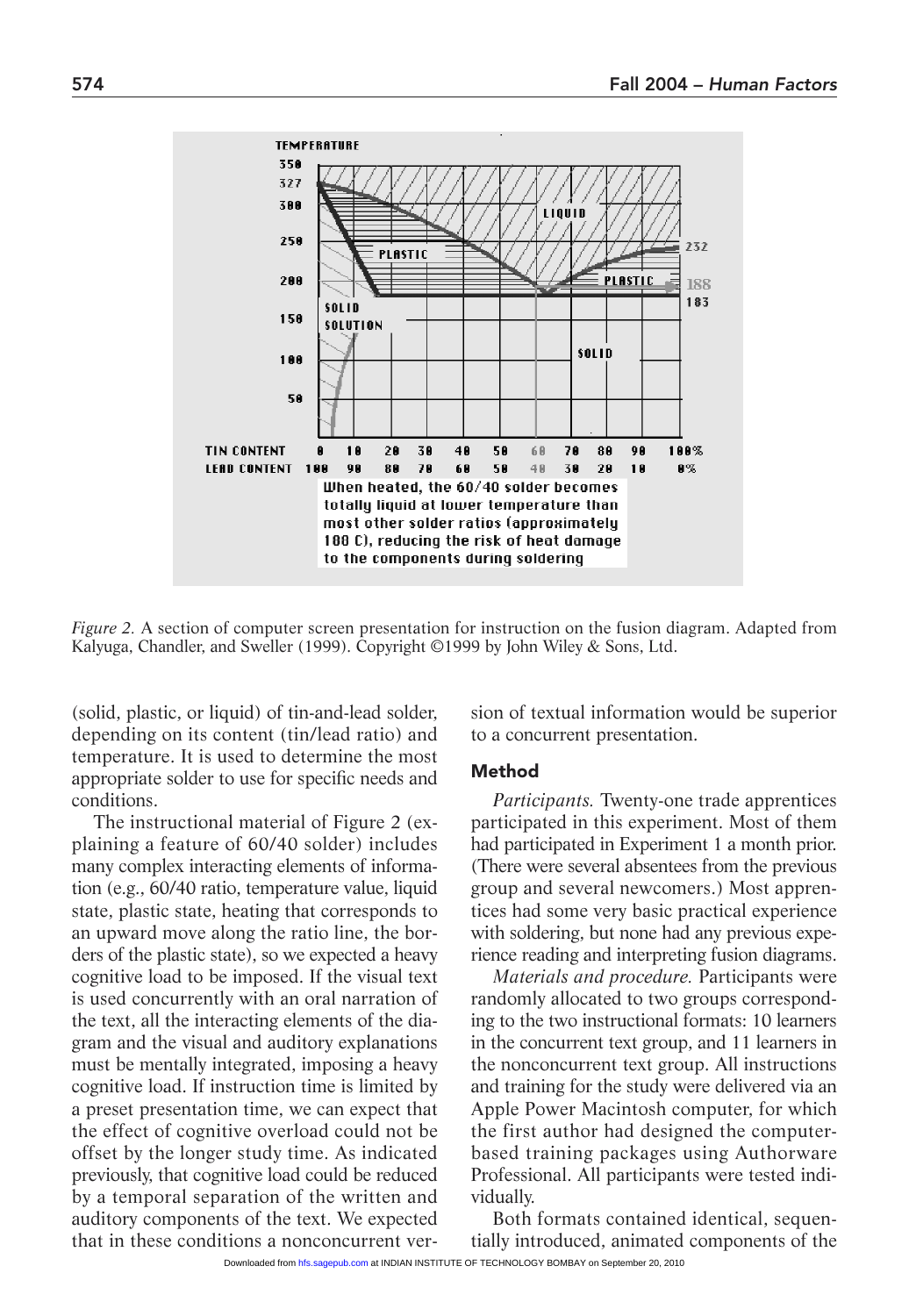*Figure 2.* A section of computer screen presentation for instruction on the fusion diagram. Adapted from Kalyuga, Chandler, and Sweller (1999). Copyright ©1999 by John Wiley & Sons, Ltd.

(solid, plastic, or liquid) of tin-and-lead solder, depending on its content (tin/lead ratio) and temperature. It is used to determine the most appropriate solder to use for specific needs and conditions.

The instructional material of Figure 2 (explaining a feature of 60/40 solder) includes many complex interacting elements of information (e.g., 60/40 ratio, temperature value, liquid state, plastic state, heating that corresponds to an upward move along the ratio line, the borders of the plastic state), so we expected a heavy cognitive load to be imposed. If the visual text is used concurrently with an oral narration of the text, all the interacting elements of the diagram and the visual and auditory explanations must be mentally integrated, imposing a heavy cognitive load. If instruction time is limited by a preset presentation time, we can expect that the effect of cognitive overload could not be offset by the longer study time. As indicated previously, that cognitive load could be reduced by a temporal separation of the written and auditory components of the text. We expected that in these conditions a nonconcurrent version of textual information would be superior to a concurrent presentation.

## Method

*Participants.* Twenty-one trade apprentices participated in this experiment. Most of them had participated in Experiment 1 a month prior. (There were several absentees from the previous group and several newcomers.) Most apprentices had some very basic practical experience with soldering, but none had any previous experience reading and interpreting fusion diagrams.

*Materials and procedure.* Participants were randomly allocated to two groups corresponding to the two instructional formats: 10 learners in the concurrent text group, and 11 learners in the nonconcurrent text group. All instructions and training for the study were delivered via an Apple Power Macintosh computer, for which the first author had designed the computer-based training packages using Authorware Professional. All participants were tested individually.

Both formats contained identical, sequentially introduced, animated components of the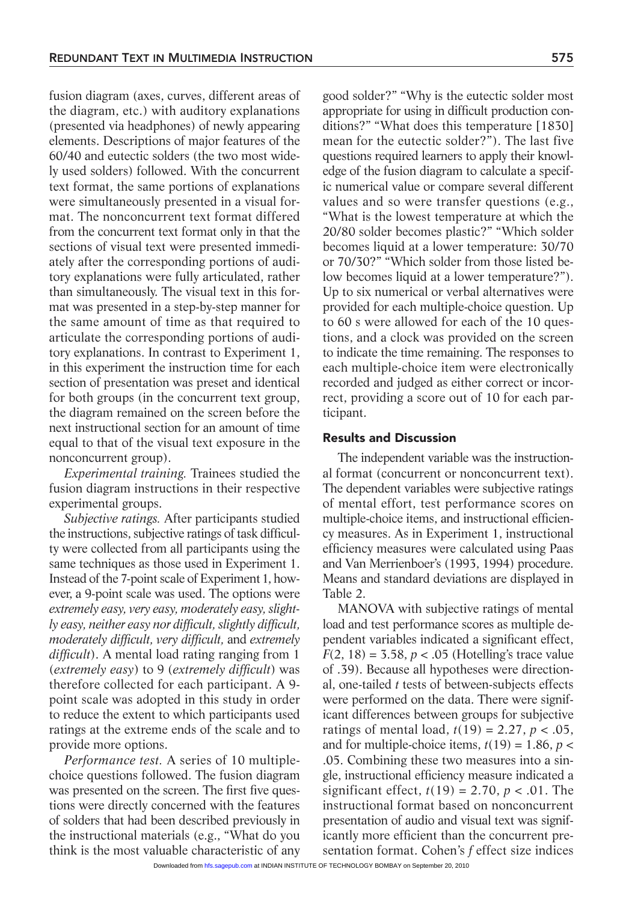fusion diagram (axes, curves, different areas of the diagram, etc.) with auditory explanations (presented via headphones) of newly appearing elements. Descriptions of major features of the 60/40 and eutectic solders (the two most widely used solders) followed. With the concurrent text format, the same portions of explanations were simultaneously presented in a visual format. The nonconcurrent text format differed from the concurrent text format only in that the sections of visual text were presented immediately after the corresponding portions of auditory explanations were fully articulated, rather than simultaneously. The visual text in this format was presented in a step-by-step manner for the same amount of time as that required to articulate the corresponding portions of auditory explanations. In contrast to Experiment 1, in this experiment the instruction time for each section of presentation was preset and identical for both groups (in the concurrent text group, the diagram remained on the screen before the next instructional section for an amount of time equal to that of the visual text exposure in the nonconcurrent group).

*Experimental training.* Trainees studied the fusion diagram instructions in their respective experimental groups.

*Subjective ratings.* After participants studied the instructions, subjective ratings of task difficulty were collected from all participants using the same techniques as those used in Experiment 1. Instead of the 7-point scale of Experiment 1, however, a 9-point scale was used. The options were *extremely easy, very easy, moderately easy, slightly easy, neither easy nor difficult, slightly difficult, moderately difficult, very difficult,* and *extremely difficult*). A mental load rating ranging from 1 (*extremely easy*) to 9 (*extremely difficult*) was therefore collected for each participant. A 9-point scale was adopted in this study in order to reduce the extent to which participants used ratings at the extreme ends of the scale and to provide more options.

*Performance test.* A series of 10 multiple-choice questions followed. The fusion diagram was presented on the screen. The first five questions were directly concerned with the features of solders that had been described previously in the instructional materials (e.g., "What do you think is the most valuable characteristic of any good solder?" "Why is the eutectic solder most appropriate for using in difficult production conditions?" "What does this temperature [183$^\circ$] mean for the eutectic solder?"). The last five questions required learners to apply their knowledge of the fusion diagram to calculate a specific numerical value or compare several different values and so were transfer questions (e.g., "What is the lowest temperature at which the 20/80 solder becomes plastic?" "Which solder becomes liquid at a lower temperature: 30/70 or 70/30?" "Which solder from those listed below becomes liquid at a lower temperature?"). Up to six numerical or verbal alternatives were provided for each multiple-choice question. Up to 60 s were allowed for each of the 10 questions, and a clock was provided on the screen to indicate the time remaining. The responses to each multiple-choice item were electronically recorded and judged as either correct or incorrect, providing a score out of 10 for each participant.

## Results and Discussion

The independent variable was the instructional format (concurrent or nonconcurrent text). The dependent variables were subjective ratings of mental effort, test performance scores on multiple-choice items, and instructional efficiency measures. As in Experiment 1, instructional efficiency measures were calculated using Paas and Van Merrienboer's (1993, 1994) procedure. Means and standard deviations are displayed in Table 2.

MANOVA with subjective ratings of mental load and test performance scores as multiple dependent variables indicated a significant effect, $F(2, 18) = 3.58$, $p < .05$ (Hotelling's trace value of .39). Because all hypotheses were directional, one-tailed $t$ tests of between-subjects effects were performed on the data. There were significant differences between groups for subjective ratings of mental load, $t(19) = 2.27$, $p < .05$, and for multiple-choice items, $t(19) = 1.86$, $p < .05$. Combining these two measures into a single, instructional efficiency measure indicated a significant effect, $t(19) = 2.70$, $p < .01$. The instructional format based on nonconcurrent presentation of audio and visual text was significantly more efficient than the concurrent presentation format. Cohen's $f$ effect size indices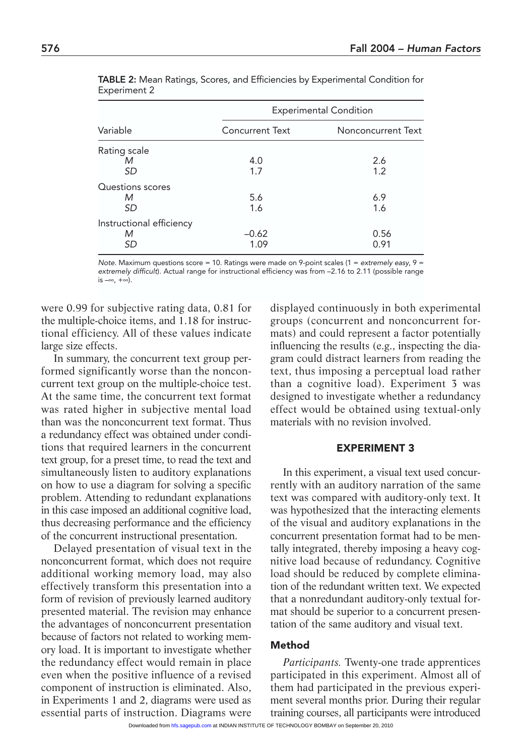**TABLE 2:** Mean Ratings, Scores, and Efficiencies by Experimental Condition for Experiment 2

| Variable | Experimental Condition | |
|---|---|---|
| | Concurrent Text | Nonconcurrent Text |
| Rating scale | | |
| *M* | 4.0 | 2.6 |
| *SD* | 1.7 | 1.2 |
| Questions scores | | |
| *M* | 5.6 | 6.9 |
| *SD* | 1.6 | 1.6 |
| Instructional efficiency | | |
| *M* | −0.62 | 0.56 |
| *SD* | 1.09 | 0.91 |

*Note.* Maximum questions score = 10. Ratings were made on 9-point scales (1 = *extremely easy*, 9 = *extremely difficult*). Actual range for instructional efficiency was from −2.16 to 2.11 (possible range is $-\infty$, $+\infty$).

were 0.99 for subjective rating data, 0.81 for the multiple-choice items, and 1.18 for instructional efficiency. All of these values indicate large size effects.

In summary, the concurrent text group performed significantly worse than the nonconcurrent text group on the multiple-choice test. At the same time, the concurrent text format was rated higher in subjective mental load than was the nonconcurrent text format. Thus a redundancy effect was obtained under conditions that required learners in the concurrent text group, for a preset time, to read the text and simultaneously listen to auditory explanations on how to use a diagram for solving a specific problem. Attending to redundant explanations in this case imposed an additional cognitive load, thus decreasing performance and the efficiency of the concurrent instructional presentation.

Delayed presentation of visual text in the nonconcurrent format, which does not require additional working memory load, may also effectively transform this presentation into a form of revision of previously learned auditory presented material. The revision may enhance the advantages of nonconcurrent presentation because of factors not related to working memory load. It is important to investigate whether the redundancy effect would remain in place even when the positive influence of a revised component of instruction is eliminated. Also, in Experiments 1 and 2, diagrams were used as essential parts of instruction. Diagrams were displayed continuously in both experimental groups (concurrent and nonconcurrent formats) and could represent a factor potentially influencing the results (e.g., inspecting the diagram could distract learners from reading the text, thus imposing a perceptual load rather than a cognitive load). Experiment 3 was designed to investigate whether a redundancy effect would be obtained using textual-only materials with no revision involved.

## EXPERIMENT 3

In this experiment, a visual text used concurrently with an auditory narration of the same text was compared with auditory-only text. It was hypothesized that the interacting elements of the visual and auditory explanations in the concurrent presentation format had to be mentally integrated, thereby imposing a heavy cognitive load because of redundancy. Cognitive load should be reduced by complete elimination of the redundant written text. We expected that a nonredundant auditory-only textual format should be superior to a concurrent presentation of the same auditory and visual text.

### Method

*Participants.* Twenty-one trade apprentices participated in this experiment. Almost all of them had participated in the previous experiment several months prior. During their regular training courses, all participants were introduced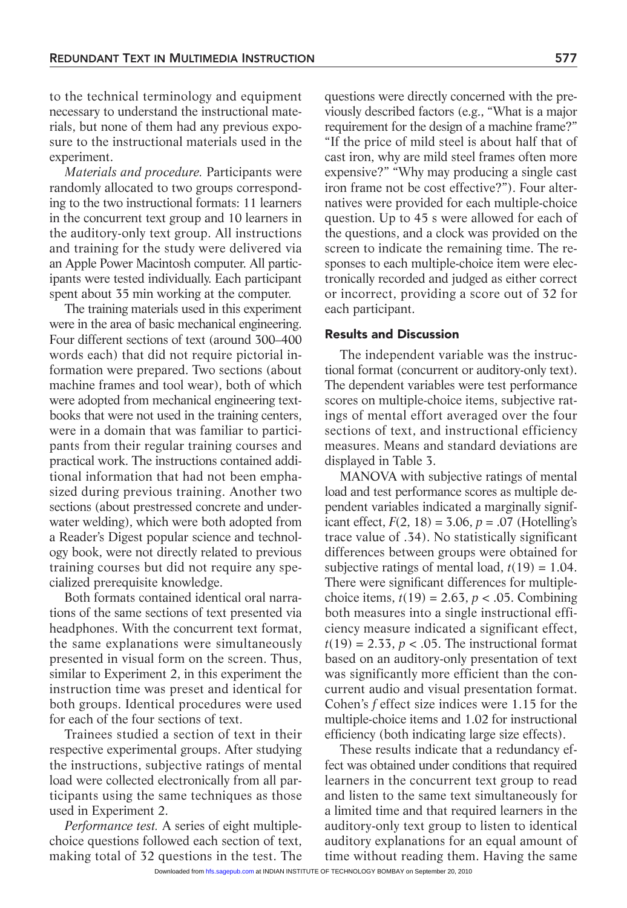to the technical terminology and equipment necessary to understand the instructional materials, but none of them had any previous exposure to the instructional materials used in the experiment.

*Materials and procedure.* Participants were randomly allocated to two groups corresponding to the two instructional formats: 11 learners in the concurrent text group and 10 learners in the auditory-only text group. All instructions and training for the study were delivered via an Apple Power Macintosh computer. All participants were tested individually. Each participant spent about 35 min working at the computer.

The training materials used in this experiment were in the area of basic mechanical engineering. Four different sections of text (around 300–400 words each) that did not require pictorial information were prepared. Two sections (about machine frames and tool wear), both of which were adopted from mechanical engineering textbooks that were not used in the training centers, were in a domain that was familiar to participants from their regular training courses and practical work. The instructions contained additional information that had not been emphasized during previous training. Another two sections (about prestressed concrete and underwater welding), which were both adopted from a Reader's Digest popular science and technology book, were not directly related to previous training courses but did not require any specialized prerequisite knowledge.

Both formats contained identical oral narrations of the same sections of text presented via headphones. With the concurrent text format, the same explanations were simultaneously presented in visual form on the screen. Thus, similar to Experiment 2, in this experiment the instruction time was preset and identical for both groups. Identical procedures were used for each of the four sections of text.

Trainees studied a section of text in their respective experimental groups. After studying the instructions, subjective ratings of mental load were collected electronically from all participants using the same techniques as those used in Experiment 2.

*Performance test.* A series of eight multiple-choice questions followed each section of text, making total of 32 questions in the test. The questions were directly concerned with the previously described factors (e.g., "What is a major requirement for the design of a machine frame?" "If the price of mild steel is about half that of cast iron, why are mild steel frames often more expensive?" "Why may producing a single cast iron frame not be cost effective?"). Four alternatives were provided for each multiple-choice question. Up to 45 s were allowed for each of the questions, and a clock was provided on the screen to indicate the remaining time. The responses to each multiple-choice item were electronically recorded and judged as either correct or incorrect, providing a score out of 32 for each participant.

### Results and Discussion

The independent variable was the instructional format (concurrent or auditory-only text). The dependent variables were test performance scores on multiple-choice items, subjective ratings of mental effort averaged over the four sections of text, and instructional efficiency measures. Means and standard deviations are displayed in Table 3.

MANOVA with subjective ratings of mental load and test performance scores as multiple dependent variables indicated a marginally significant effect, $F(2, 18) = 3.06$, $p = .07$ (Hotelling's trace value of .34). No statistically significant differences between groups were obtained for subjective ratings of mental load, $t(19) = 1.04$. There were significant differences for multiple-choice items, $t(19) = 2.63$, $p < .05$. Combining both measures into a single instructional efficiency measure indicated a significant effect, $t(19) = 2.33$, $p < .05$. The instructional format based on an auditory-only presentation of text was significantly more efficient than the concurrent audio and visual presentation format. Cohen's $f$ effect size indices were 1.15 for the multiple-choice items and 1.02 for instructional efficiency (both indicating large size effects).

These results indicate that a redundancy effect was obtained under conditions that required learners in the concurrent text group to read and listen to the same text simultaneously for a limited time and that required learners in the auditory-only text group to listen to identical auditory explanations for an equal amount of time without reading them. Having the same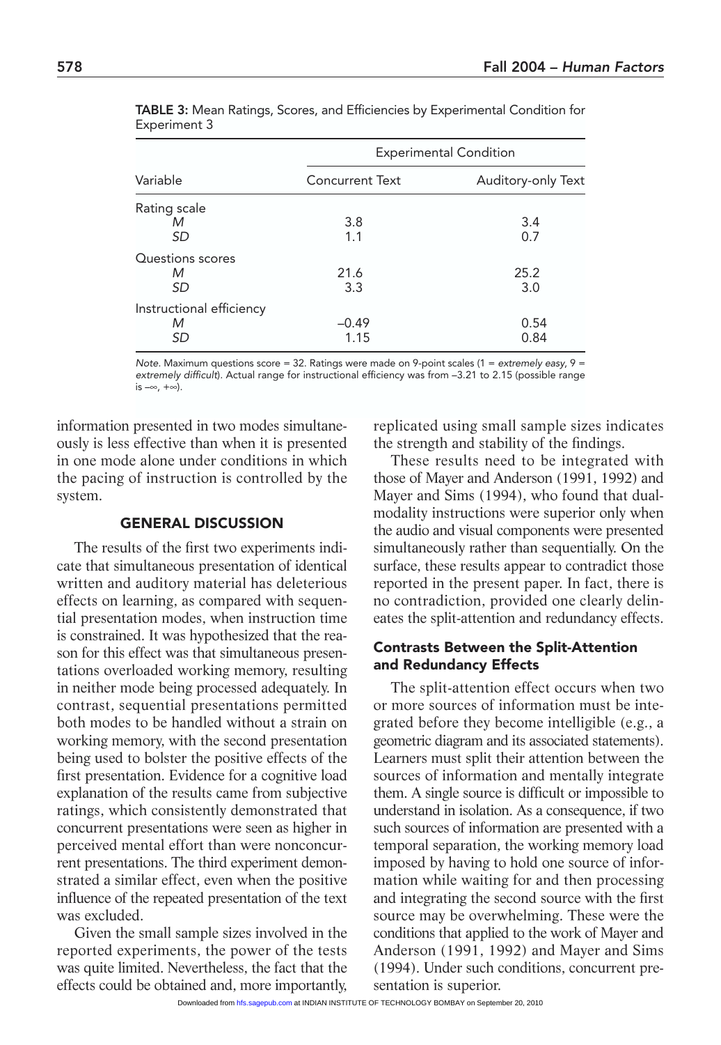TABLE 3: Mean Ratings, Scores, and Efficiencies by Experimental Condition for Experiment 3

| Variable | Experimental Condition | |
|---|---|---|
| | Concurrent Text | Auditory-only Text |
| Rating scale | | |
| *M* | 3.8 | 3.4 |
| *SD* | 1.1 | 0.7 |
| Questions scores | | |
| *M* | 21.6 | 25.2 |
| *SD* | 3.3 | 3.0 |
| Instructional efficiency | | |
| *M* | −0.49 | 0.54 |
| *SD* | 1.15 | 0.84 |

*Note.* Maximum questions score = 32. Ratings were made on 9-point scales (1 = *extremely easy*, 9 = *extremely difficult*). Actual range for instructional efficiency was from −3.21 to 2.15 (possible range is $-\infty$, $+\infty$).

information presented in two modes simultaneously is less effective than when it is presented in one mode alone under conditions in which the pacing of instruction is controlled by the system.

## GENERAL DISCUSSION

The results of the first two experiments indicate that simultaneous presentation of identical written and auditory material has deleterious effects on learning, as compared with sequential presentation modes, when instruction time is constrained. It was hypothesized that the reason for this effect was that simultaneous presentations overloaded working memory, resulting in neither mode being processed adequately. In contrast, sequential presentations permitted both modes to be handled without a strain on working memory, with the second presentation being used to bolster the positive effects of the first presentation. Evidence for a cognitive load explanation of the results came from subjective ratings, which consistently demonstrated that concurrent presentations were seen as higher in perceived mental effort than were nonconcurrent presentations. The third experiment demonstrated a similar effect, even when the positive influence of the repeated presentation of the text was excluded.

Given the small sample sizes involved in the reported experiments, the power of the tests was quite limited. Nevertheless, the fact that the effects could be obtained and, more importantly, replicated using small sample sizes indicates the strength and stability of the findings.

These results need to be integrated with those of Mayer and Anderson (1991, 1992) and Mayer and Sims (1994), who found that dual-modality instructions were superior only when the audio and visual components were presented simultaneously rather than sequentially. On the surface, these results appear to contradict those reported in the present paper. In fact, there is no contradiction, provided one clearly delineates the split-attention and redundancy effects.

### Contrasts Between the Split-Attention and Redundancy Effects

The split-attention effect occurs when two or more sources of information must be integrated before they become intelligible (e.g., a geometric diagram and its associated statements). Learners must split their attention between the sources of information and mentally integrate them. A single source is difficult or impossible to understand in isolation. As a consequence, if two such sources of information are presented with a temporal separation, the working memory load imposed by having to hold one source of information while waiting for and then processing and integrating the second source with the first source may be overwhelming. These were the conditions that applied to the work of Mayer and Anderson (1991, 1992) and Mayer and Sims (1994). Under such conditions, concurrent presentation is superior.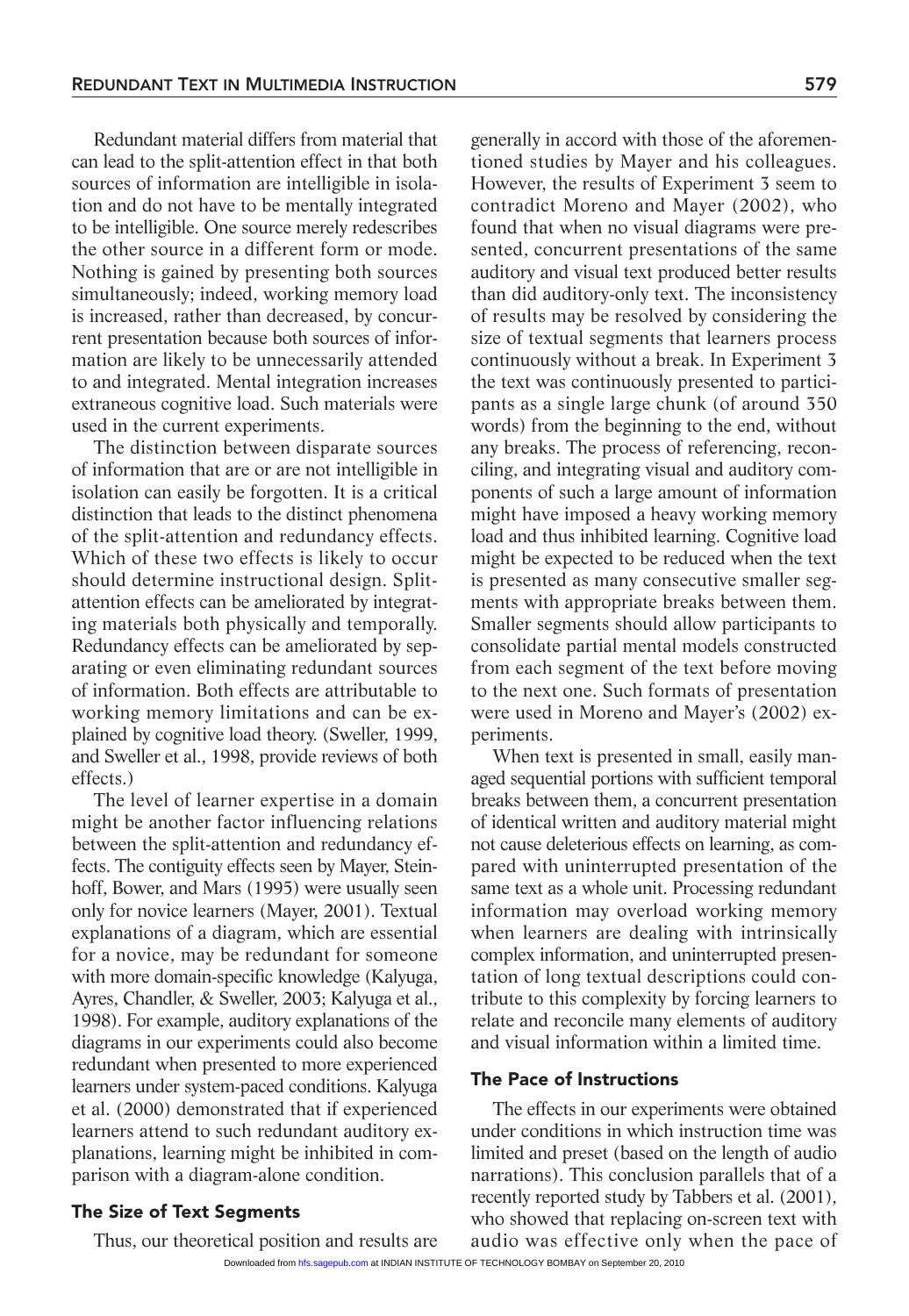Redundant material differs from material that can lead to the split-attention effect in that both sources of information are intelligible in isolation and do not have to be mentally integrated to be intelligible. One source merely redescribes the other source in a different form or mode. Nothing is gained by presenting both sources simultaneously; indeed, working memory load is increased, rather than decreased, by concurrent presentation because both sources of information are likely to be unnecessarily attended to and integrated. Mental integration increases extraneous cognitive load. Such materials were used in the current experiments.

The distinction between disparate sources of information that are or are not intelligible in isolation can easily be forgotten. It is a critical distinction that leads to the distinct phenomena of the split-attention and redundancy effects. Which of these two effects is likely to occur should determine instructional design. Split-attention effects can be ameliorated by integrating materials both physically and temporally. Redundancy effects can be ameliorated by separating or even eliminating redundant sources of information. Both effects are attributable to working memory limitations and can be explained by cognitive load theory. (Sweller, 1999, and Sweller et al., 1998, provide reviews of both effects.)

The level of learner expertise in a domain might be another factor influencing relations between the split-attention and redundancy effects. The contiguity effects seen by Mayer, Steinhoff, Bower, and Mars (1995) were usually seen only for novice learners (Mayer, 2001). Textual explanations of a diagram, which are essential for a novice, may be redundant for someone with more domain-specific knowledge (Kalyuga, Ayres, Chandler, & Sweller, 2003; Kalyuga et al., 1998). For example, auditory explanations of the diagrams in our experiments could also become redundant when presented to more experienced learners under system-paced conditions. Kalyuga et al. (2000) demonstrated that if experienced learners attend to such redundant auditory explanations, learning might be inhibited in comparison with a diagram-alone condition.

## The Size of Text Segments

Thus, our theoretical position and results are generally in accord with those of the aforementioned studies by Mayer and his colleagues. However, the results of Experiment 3 seem to contradict Moreno and Mayer (2002), who found that when no visual diagrams were presented, concurrent presentations of the same auditory and visual text produced better results than did auditory-only text. The inconsistency of results may be resolved by considering the size of textual segments that learners process continuously without a break. In Experiment 3 the text was continuously presented to participants as a single large chunk (of around 350 words) from the beginning to the end, without any breaks. The process of referencing, reconciling, and integrating visual and auditory components of such a large amount of information might have imposed a heavy working memory load and thus inhibited learning. Cognitive load might be expected to be reduced when the text is presented as many consecutive smaller segments with appropriate breaks between them. Smaller segments should allow participants to consolidate partial mental models constructed from each segment of the text before moving to the next one. Such formats of presentation were used in Moreno and Mayer's (2002) experiments.

When text is presented in small, easily managed sequential portions with sufficient temporal breaks between them, a concurrent presentation of identical written and auditory material might not cause deleterious effects on learning, as compared with uninterrupted presentation of the same text as a whole unit. Processing redundant information may overload working memory when learners are dealing with intrinsically complex information, and uninterrupted presentation of long textual descriptions could contribute to this complexity by forcing learners to relate and reconcile many elements of auditory and visual information within a limited time.

## The Pace of Instructions

The effects in our experiments were obtained under conditions in which instruction time was limited and preset (based on the length of audio narrations). This conclusion parallels that of a recently reported study by Tabbers et al. (2001), who showed that replacing on-screen text with audio was effective only when the pace of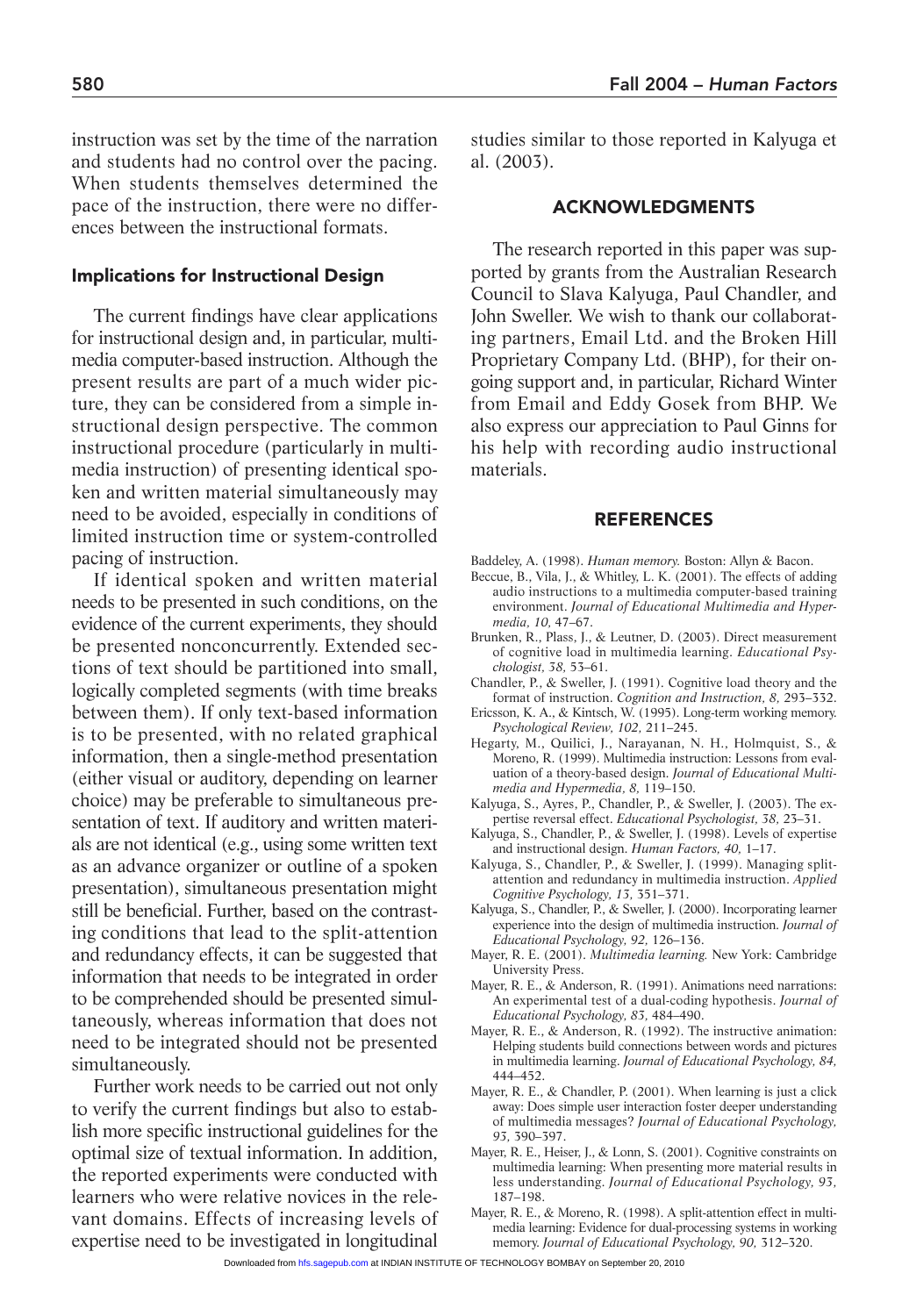instruction was set by the time of the narration and students had no control over the pacing. When students themselves determined the pace of the instruction, there were no differences between the instructional formats.

### Implications for Instructional Design

The current findings have clear applications for instructional design and, in particular, multimedia computer-based instruction. Although the present results are part of a much wider picture, they can be considered from a simple instructional design perspective. The common instructional procedure (particularly in multimedia instruction) of presenting identical spoken and written material simultaneously may need to be avoided, especially in conditions of limited instruction time or system-controlled pacing of instruction.

If identical spoken and written material needs to be presented in such conditions, on the evidence of the current experiments, they should be presented nonconcurrently. Extended sections of text should be partitioned into small, logically completed segments (with time breaks between them). If only text-based information is to be presented, with no related graphical information, then a single-method presentation (either visual or auditory, depending on learner choice) may be preferable to simultaneous presentation of text. If auditory and written materials are not identical (e.g., using some written text as an advance organizer or outline of a spoken presentation), simultaneous presentation might still be beneficial. Further, based on the contrasting conditions that lead to the split-attention and redundancy effects, it can be suggested that information that needs to be integrated in order to be comprehended should be presented simultaneously, whereas information that does not need to be integrated should not be presented simultaneously.

Further work needs to be carried out not only to verify the current findings but also to establish more specific instructional guidelines for the optimal size of textual information. In addition, the reported experiments were conducted with learners who were relative novices in the relevant domains. Effects of increasing levels of expertise need to be investigated in longitudinal studies similar to those reported in Kalyuga et al. (2003).

## ACKNOWLEDGMENTS

The research reported in this paper was supported by grants from the Australian Research Council to Slava Kalyuga, Paul Chandler, and John Sweller. We wish to thank our collaborating partners, Email Ltd. and the Broken Hill Proprietary Company Ltd. (BHP), for their ongoing support and, in particular, Richard Winter from Email and Eddy Gosek from BHP. We also express our appreciation to Paul Ginns for his help with recording audio instructional materials.

## REFERENCES

Baddeley, A. (1998). *Human memory.* Boston: Allyn & Bacon.

Beccue, B., Vila, J., & Whitley, L. K. (2001). The effects of adding audio instructions to a multimedia computer-based training environment. *Journal of Educational Multimedia and Hypermedia, 10,* 47–67.

Brunken, R., Plass, J., & Leutner, D. (2003). Direct measurement of cognitive load in multimedia learning. *Educational Psychologist, 38,* 53–61.

Chandler, P., & Sweller, J. (1991). Cognitive load theory and the format of instruction. *Cognition and Instruction, 8,* 293–332.

Ericsson, K. A., & Kintsch, W. (1995). Long-term working memory. *Psychological Review, 102,* 211–245.

Hegarty, M., Quilici, J., Narayanan, N. H., Holmquist, S., & Moreno, R. (1999). Multimedia instruction: Lessons from evaluation of a theory-based design. *Journal of Educational Multimedia and Hypermedia, 8,* 119–150.

Kalyuga, S., Ayres, P., Chandler, P., & Sweller, J. (2003). The expertise reversal effect. *Educational Psychologist, 38,* 23–31.

Kalyuga, S., Chandler, P., & Sweller, J. (1998). Levels of expertise and instructional design. *Human Factors, 40,* 1–17.

Kalyuga, S., Chandler, P., & Sweller, J. (1999). Managing split-attention and redundancy in multimedia instruction. *Applied Cognitive Psychology, 13,* 351–371.

Kalyuga, S., Chandler, P., & Sweller, J. (2000). Incorporating learner experience into the design of multimedia instruction. *Journal of Educational Psychology, 92,* 126–136.

Mayer, R. E. (2001). *Multimedia learning.* New York: Cambridge University Press.

Mayer, R. E., & Anderson, R. (1991). Animations need narrations: An experimental test of a dual-coding hypothesis. *Journal of Educational Psychology, 83,* 484–490.

Mayer, R. E., & Anderson, R. (1992). The instructive animation: Helping students build connections between words and pictures in multimedia learning. *Journal of Educational Psychology, 84,* 444–452.

Mayer, R. E., & Chandler, P. (2001). When learning is just a click away: Does simple user interaction foster deeper understanding of multimedia messages? *Journal of Educational Psychology, 93,* 390–397.

Mayer, R. E., Heiser, J., & Lonn, S. (2001). Cognitive constraints on multimedia learning: When presenting more material results in less understanding. *Journal of Educational Psychology, 93,* 187–198.

Mayer, R. E., & Moreno, R. (1998). A split-attention effect in multimedia learning: Evidence for dual-processing systems in working memory. *Journal of Educational Psychology, 90,* 312–320.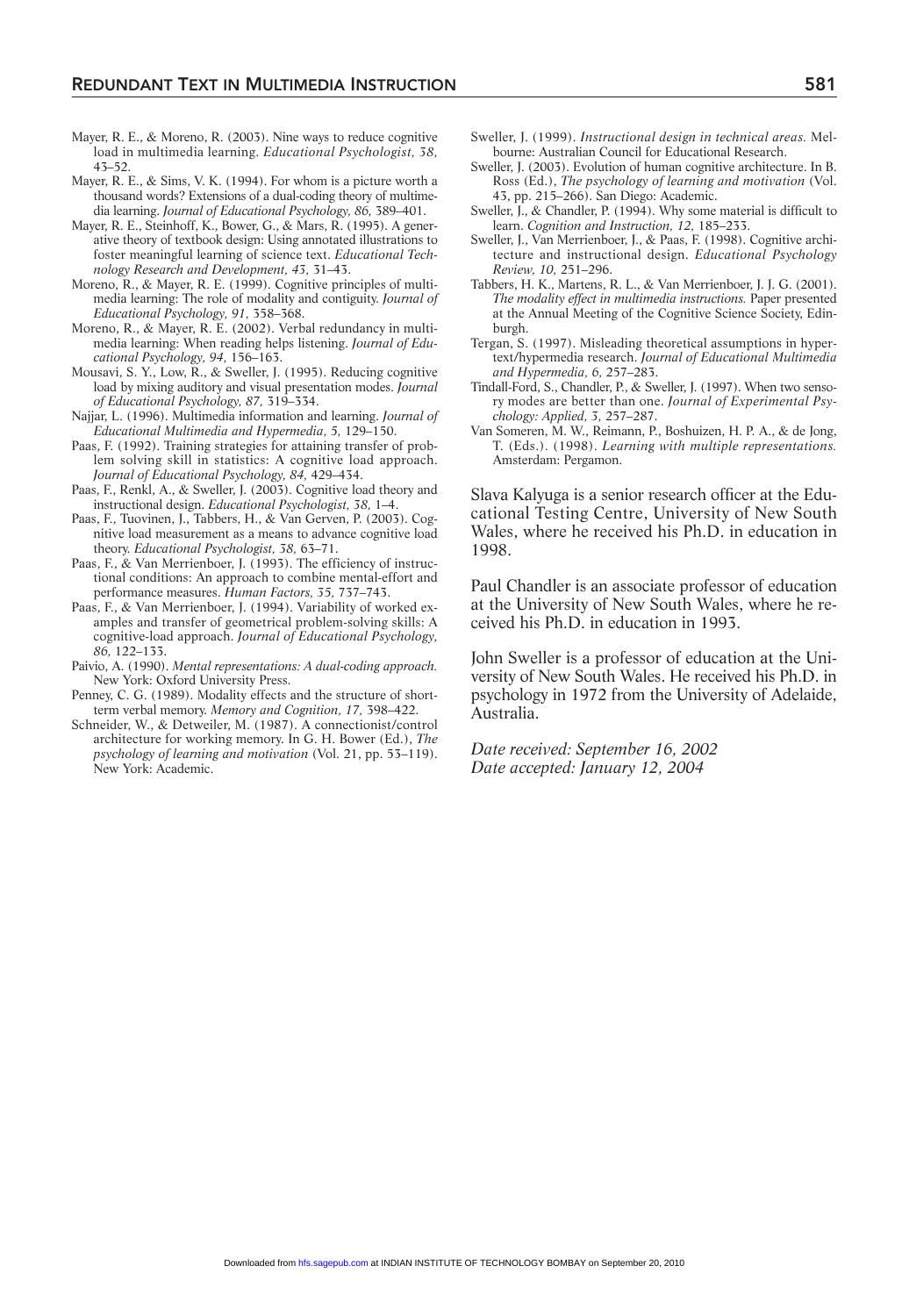Mayer, R. E., & Moreno, R. (2003). Nine ways to reduce cognitive load in multimedia learning. *Educational Psychologist, 38,* 43–52.

Mayer, R. E., & Sims, V. K. (1994). For whom is a picture worth a thousand words? Extensions of a dual-coding theory of multimedia learning. *Journal of Educational Psychology, 86,* 389–401.

Mayer, R. E., Steinhoff, K., Bower, G., & Mars, R. (1995). A generative theory of textbook design: Using annotated illustrations to foster meaningful learning of science text. *Educational Technology Research and Development, 43,* 31–43.

Moreno, R., & Mayer, R. E. (1999). Cognitive principles of multimedia learning: The role of modality and contiguity. *Journal of Educational Psychology, 91,* 358–368.

Moreno, R., & Mayer, R. E. (2002). Verbal redundancy in multimedia learning: When reading helps listening. *Journal of Educational Psychology, 94,* 156–163.

Mousavi, S. Y., Low, R., & Sweller, J. (1995). Reducing cognitive load by mixing auditory and visual presentation modes. *Journal of Educational Psychology, 87,* 319–334.

Najjar, L. (1996). Multimedia information and learning. *Journal of Educational Multimedia and Hypermedia, 5,* 129–150.

Paas, F. (1992). Training strategies for attaining transfer of problem solving skill in statistics: A cognitive load approach. *Journal of Educational Psychology, 84,* 429–434.

Paas, F., Renkl, A., & Sweller, J. (2003). Cognitive load theory and instructional design. *Educational Psychologist, 38,* 1–4.

Paas, F., Tuovinen, J., Tabbers, H., & Van Gerven, P. (2003). Cognitive load measurement as a means to advance cognitive load theory. *Educational Psychologist, 38,* 63–71.

Paas, F., & Van Merrienboer, J. (1993). The efficiency of instructional conditions: An approach to combine mental-effort and performance measures. *Human Factors, 35,* 737–743.

Paas, F., & Van Merrienboer, J. (1994). Variability of worked examples and transfer of geometrical problem-solving skills: A cognitive-load approach. *Journal of Educational Psychology, 86,* 122–133.

Paivio, A. (1990). *Mental representations: A dual-coding approach.* New York: Oxford University Press.

Penney, C. G. (1989). Modality effects and the structure of short-term verbal memory. *Memory and Cognition, 17,* 398–422.

Schneider, W., & Detweiler, M. (1987). A connectionist/control architecture for working memory. In G. H. Bower (Ed.), *The psychology of learning and motivation* (Vol. 21, pp. 53–119). New York: Academic.

Sweller, J. (1999). *Instructional design in technical areas.* Melbourne: Australian Council for Educational Research.

Sweller, J. (2003). Evolution of human cognitive architecture. In B. Ross (Ed.), *The psychology of learning and motivation* (Vol. 43, pp. 215–266). San Diego: Academic.

Sweller, J., & Chandler, P. (1994). Why some material is difficult to learn. *Cognition and Instruction, 12,* 185–233.

Sweller, J., Van Merrienboer, J., & Paas, F. (1998). Cognitive architecture and instructional design. *Educational Psychology Review, 10,* 251–296.

Tabbers, H. K., Martens, R. L., & Van Merrienboer, J. J. G. (2001). *The modality effect in multimedia instructions.* Paper presented at the Annual Meeting of the Cognitive Science Society, Edinburgh.

Tergan, S. (1997). Misleading theoretical assumptions in hypertext/hypermedia research. *Journal of Educational Multimedia and Hypermedia, 6,* 257–283.

Tindall-Ford, S., Chandler, P., & Sweller, J. (1997). When two sensory modes are better than one. *Journal of Experimental Psychology: Applied, 3,* 257–287.

Van Someren, M. W., Reimann, P., Boshuizen, H. P. A., & de Jong, T. (Eds.). (1998). *Learning with multiple representations.* Amsterdam: Pergamon.

Slava Kalyuga is a senior research officer at the Educational Testing Centre, University of New South Wales, where he received his Ph.D. in education in 1998.

Paul Chandler is an associate professor of education at the University of New South Wales, where he received his Ph.D. in education in 1993.

John Sweller is a professor of education at the University of New South Wales. He received his Ph.D. in psychology in 1972 from the University of Adelaide, Australia.

*Date received: September 16, 2002*
*Date accepted: January 12, 2004*